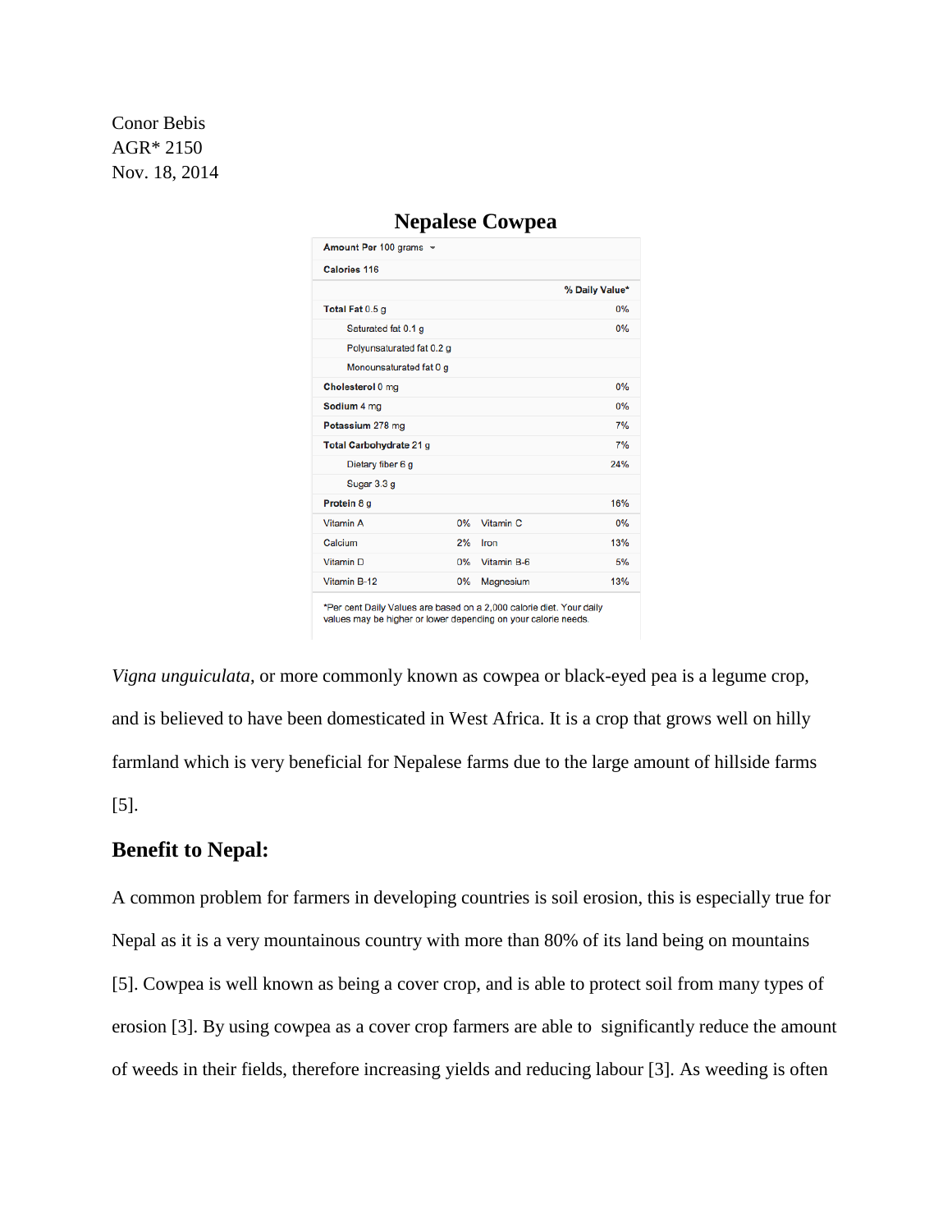Conor Bebis
AGR* 2150
Nov. 18, 2014

# Nepalese Cowpea

| Amount Per 100 grams | | | |
|---|---|---|---|
| Calories 116 | | | |
| | | | % Daily Value* |
| **Total Fat** 0.5 g | | | 0% |
| Saturated fat 0.1 g | | | 0% |
| Polyunsaturated fat 0.2 g | | | |
| Monounsaturated fat 0 g | | | |
| **Cholesterol** 0 mg | | | 0% |
| **Sodium** 4 mg | | | 0% |
| **Potassium** 278 mg | | | 7% |
| **Total Carbohydrate** 21 g | | | 7% |
| Dietary fiber 6 g | | | 24% |
| Sugar 3.3 g | | | |
| **Protein** 8 g | | | 16% |
| Vitamin A | 0% | Vitamin C | 0% |
| Calcium | 2% | Iron | 13% |
| Vitamin D | 0% | Vitamin B-6 | 5% |
| Vitamin B-12 | 0% | Magnesium | 13% |

*Per cent Daily Values are based on a 2,000 calorie diet. Your daily values may be higher or lower depending on your calorie needs.

*Vigna unguiculata*, or more commonly known as cowpea or black-eyed pea is a legume crop, and is believed to have been domesticated in West Africa. It is a crop that grows well on hilly farmland which is very beneficial for Nepalese farms due to the large amount of hillside farms [5].

## Benefit to Nepal:

A common problem for farmers in developing countries is soil erosion, this is especially true for Nepal as it is a very mountainous country with more than 80% of its land being on mountains [5]. Cowpea is well known as being a cover crop, and is able to protect soil from many types of erosion [3]. By using cowpea as a cover crop farmers are able to significantly reduce the amount of weeds in their fields, therefore increasing yields and reducing labour [3]. As weeding is often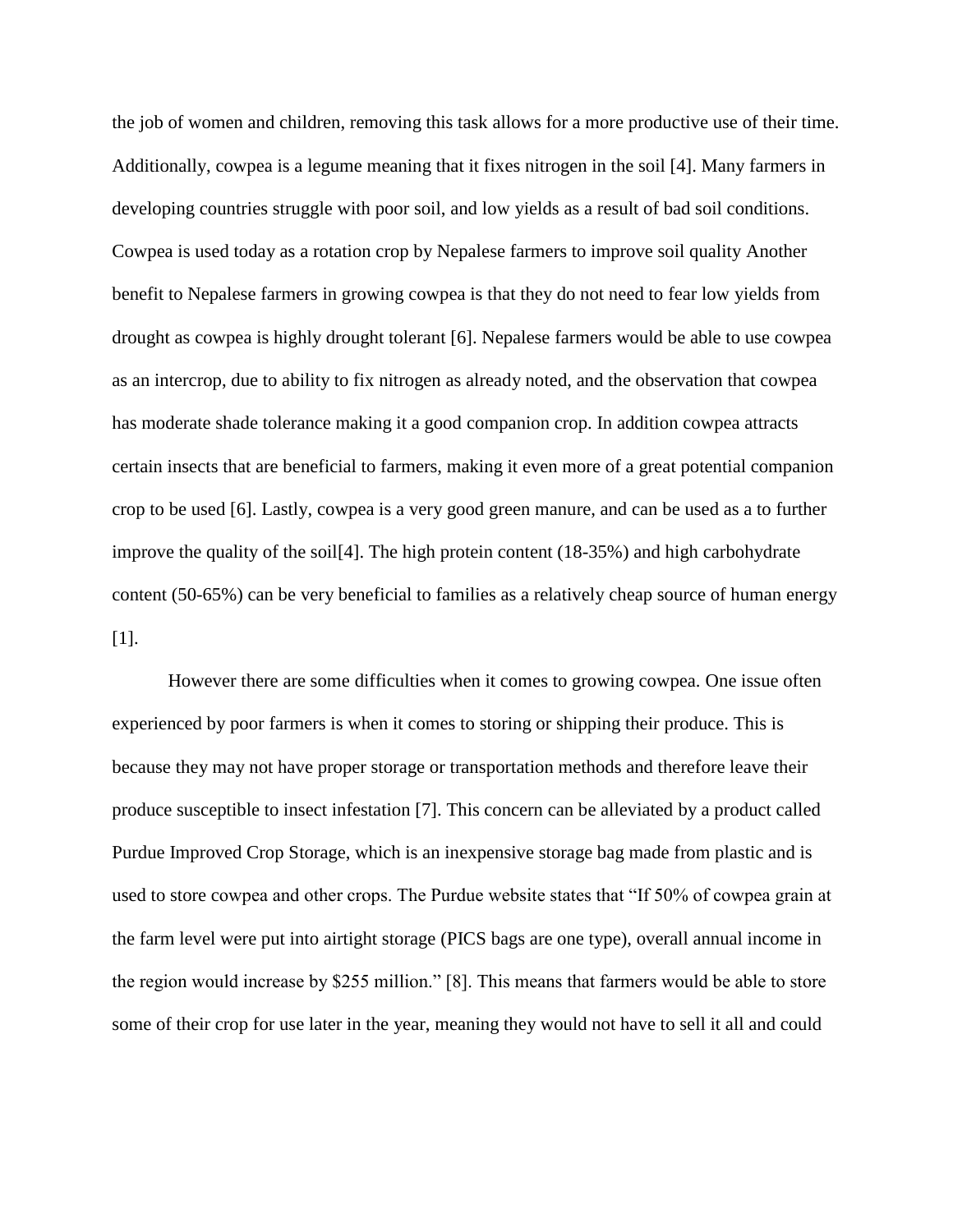the job of women and children, removing this task allows for a more productive use of their time. Additionally, cowpea is a legume meaning that it fixes nitrogen in the soil [4]. Many farmers in developing countries struggle with poor soil, and low yields as a result of bad soil conditions. Cowpea is used today as a rotation crop by Nepalese farmers to improve soil quality Another benefit to Nepalese farmers in growing cowpea is that they do not need to fear low yields from drought as cowpea is highly drought tolerant [6]. Nepalese farmers would be able to use cowpea as an intercrop, due to ability to fix nitrogen as already noted, and the observation that cowpea has moderate shade tolerance making it a good companion crop. In addition cowpea attracts certain insects that are beneficial to farmers, making it even more of a great potential companion crop to be used [6]. Lastly, cowpea is a very good green manure, and can be used as a to further improve the quality of the soil[4]. The high protein content (18-35%) and high carbohydrate content (50-65%) can be very beneficial to families as a relatively cheap source of human energy [1].

However there are some difficulties when it comes to growing cowpea. One issue often experienced by poor farmers is when it comes to storing or shipping their produce. This is because they may not have proper storage or transportation methods and therefore leave their produce susceptible to insect infestation [7]. This concern can be alleviated by a product called Purdue Improved Crop Storage, which is an inexpensive storage bag made from plastic and is used to store cowpea and other crops. The Purdue website states that "If 50% of cowpea grain at the farm level were put into airtight storage (PICS bags are one type), overall annual income in the region would increase by $255 million." [8]. This means that farmers would be able to store some of their crop for use later in the year, meaning they would not have to sell it all and could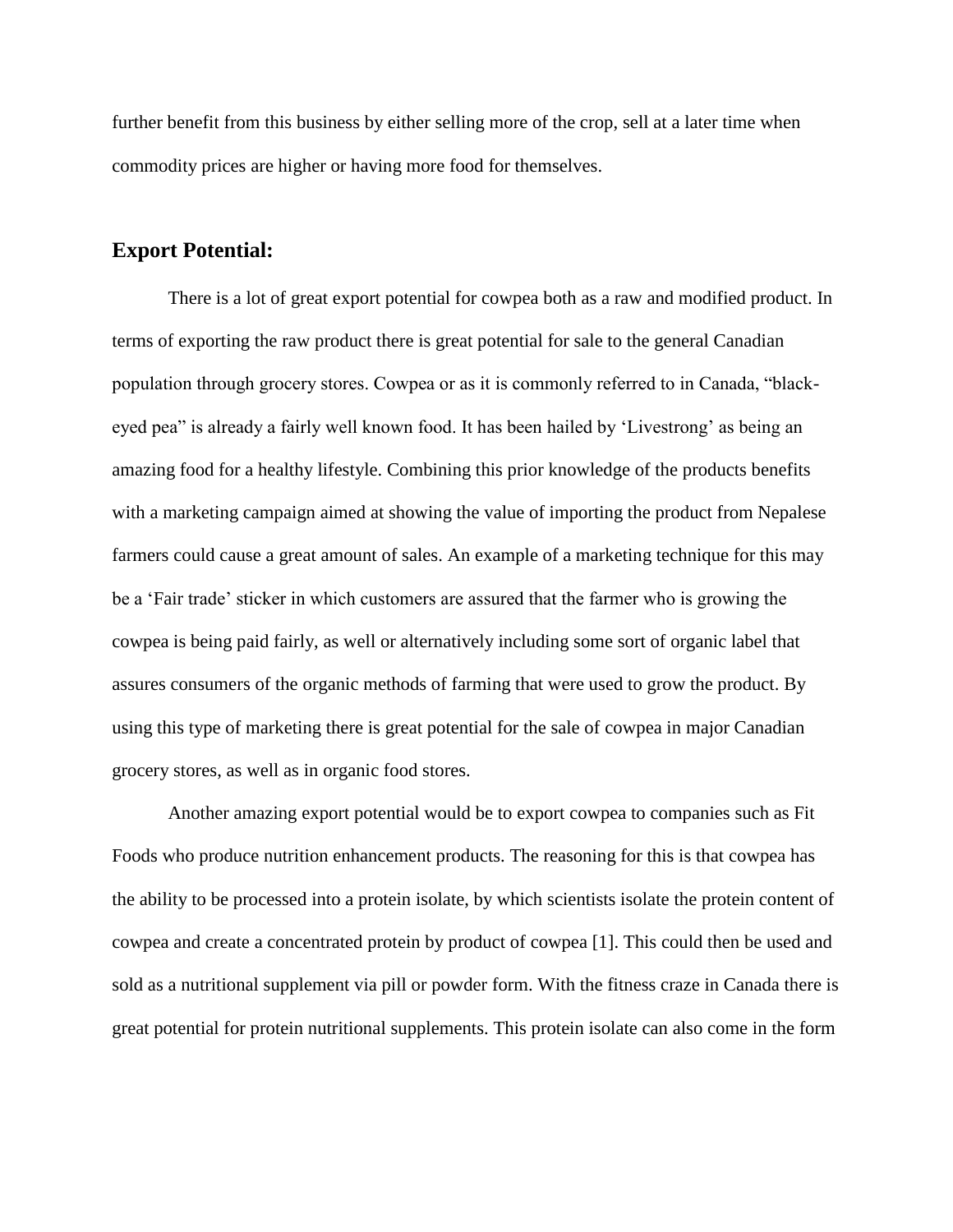further benefit from this business by either selling more of the crop, sell at a later time when commodity prices are higher or having more food for themselves.

## Export Potential:

There is a lot of great export potential for cowpea both as a raw and modified product. In terms of exporting the raw product there is great potential for sale to the general Canadian population through grocery stores. Cowpea or as it is commonly referred to in Canada, "black-eyed pea" is already a fairly well known food. It has been hailed by 'Livestrong' as being an amazing food for a healthy lifestyle. Combining this prior knowledge of the products benefits with a marketing campaign aimed at showing the value of importing the product from Nepalese farmers could cause a great amount of sales. An example of a marketing technique for this may be a 'Fair trade' sticker in which customers are assured that the farmer who is growing the cowpea is being paid fairly, as well or alternatively including some sort of organic label that assures consumers of the organic methods of farming that were used to grow the product. By using this type of marketing there is great potential for the sale of cowpea in major Canadian grocery stores, as well as in organic food stores.

Another amazing export potential would be to export cowpea to companies such as Fit Foods who produce nutrition enhancement products. The reasoning for this is that cowpea has the ability to be processed into a protein isolate, by which scientists isolate the protein content of cowpea and create a concentrated protein by product of cowpea [1]. This could then be used and sold as a nutritional supplement via pill or powder form. With the fitness craze in Canada there is great potential for protein nutritional supplements. This protein isolate can also come in the form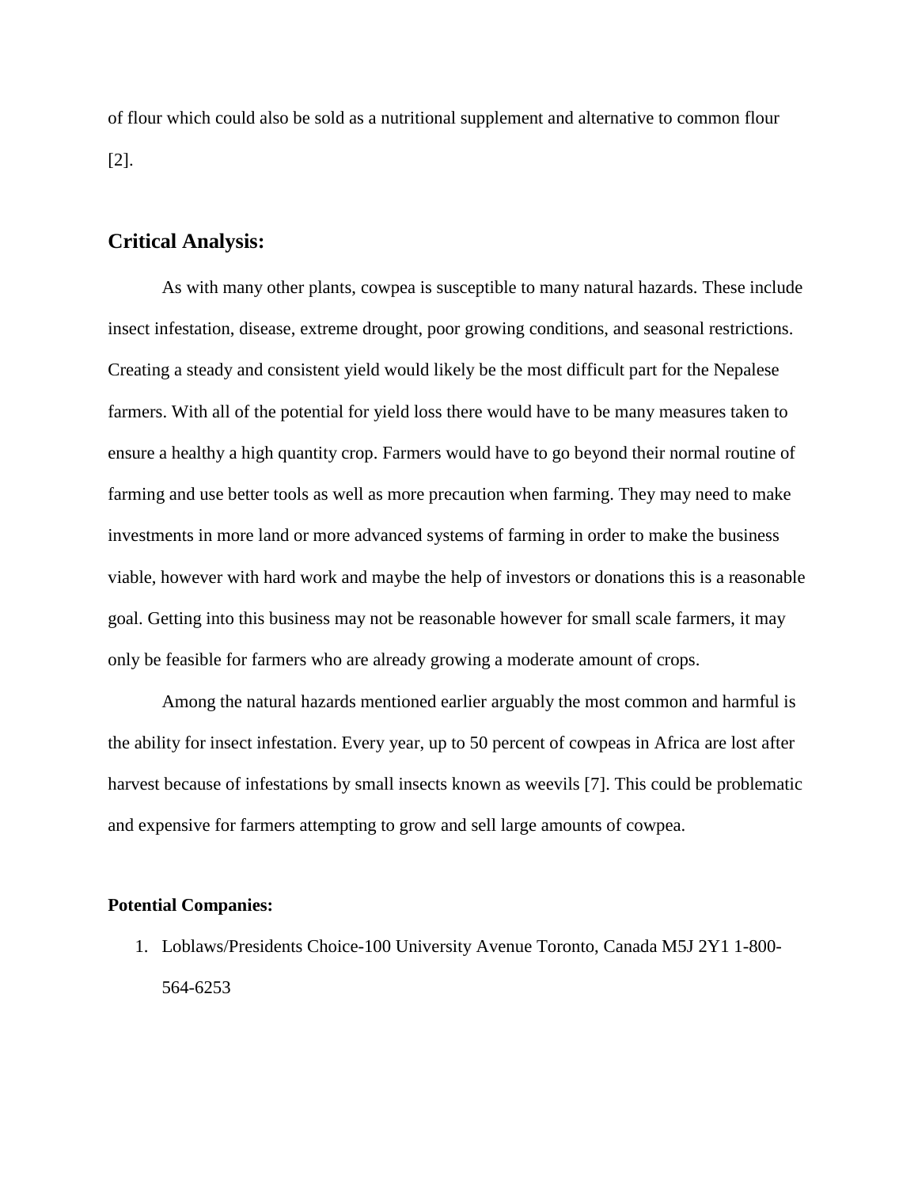of flour which could also be sold as a nutritional supplement and alternative to common flour [2].

## Critical Analysis:

As with many other plants, cowpea is susceptible to many natural hazards. These include insect infestation, disease, extreme drought, poor growing conditions, and seasonal restrictions. Creating a steady and consistent yield would likely be the most difficult part for the Nepalese farmers. With all of the potential for yield loss there would have to be many measures taken to ensure a healthy a high quantity crop. Farmers would have to go beyond their normal routine of farming and use better tools as well as more precaution when farming. They may need to make investments in more land or more advanced systems of farming in order to make the business viable, however with hard work and maybe the help of investors or donations this is a reasonable goal. Getting into this business may not be reasonable however for small scale farmers, it may only be feasible for farmers who are already growing a moderate amount of crops.

Among the natural hazards mentioned earlier arguably the most common and harmful is the ability for insect infestation. Every year, up to 50 percent of cowpeas in Africa are lost after harvest because of infestations by small insects known as weevils [7]. This could be problematic and expensive for farmers attempting to grow and sell large amounts of cowpea.

**Potential Companies:**

1. Loblaws/Presidents Choice-100 University Avenue Toronto, Canada M5J 2Y1 1-800-564-6253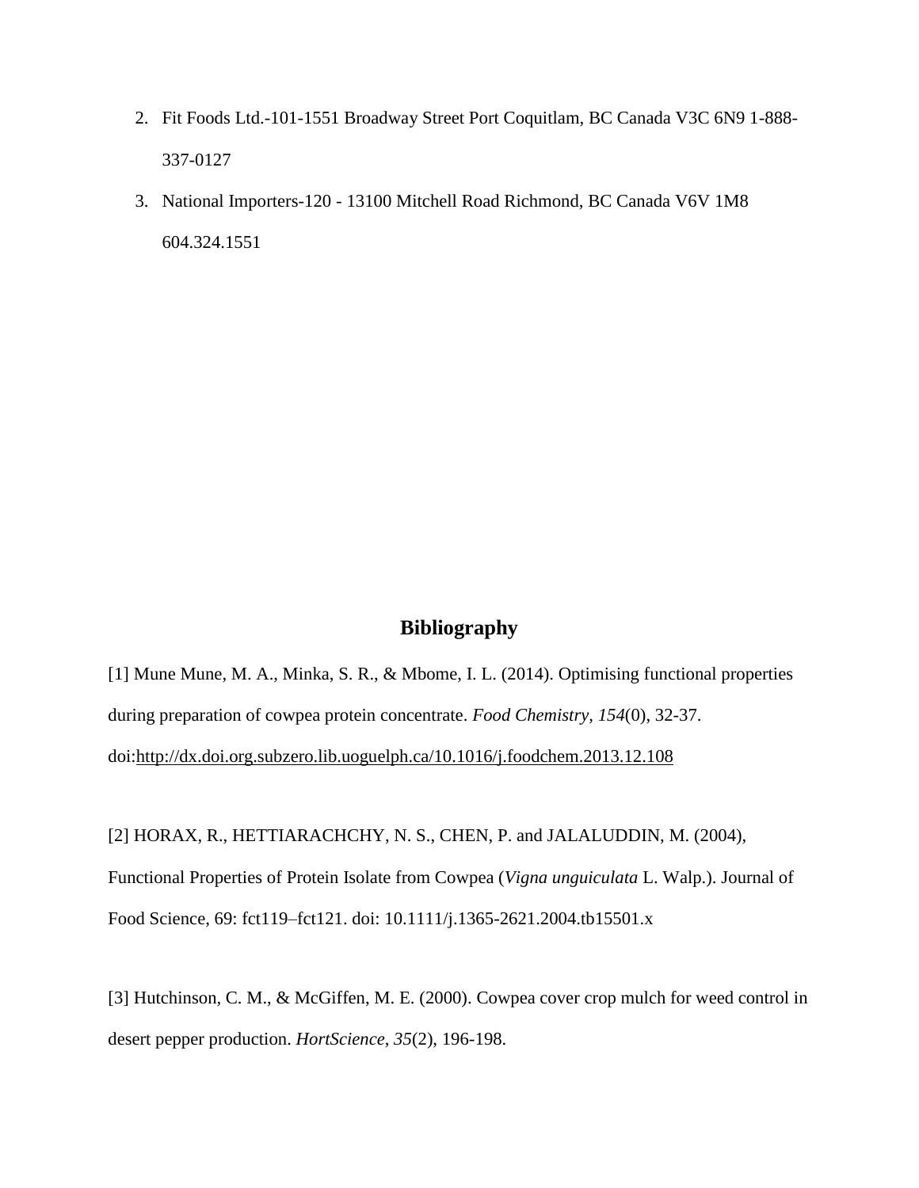2. Fit Foods Ltd.-101-1551 Broadway Street Port Coquitlam, BC Canada V3C 6N9 1-888-337-0127
3. National Importers-120 - 13100 Mitchell Road Richmond, BC Canada V6V 1M8 604.324.1551

## Bibliography

[1] Mune Mune, M. A., Minka, S. R., & Mbome, I. L. (2014). Optimising functional properties during preparation of cowpea protein concentrate. *Food Chemistry, 154*(0), 32-37. doi:http://dx.doi.org.subzero.lib.uoguelph.ca/10.1016/j.foodchem.2013.12.108

[2] HORAX, R., HETTIARACHCHY, N. S., CHEN, P. and JALALUDDIN, M. (2004), Functional Properties of Protein Isolate from Cowpea (*Vigna unguiculata* L. Walp.). Journal of Food Science, 69: fct119–fct121. doi: 10.1111/j.1365-2621.2004.tb15501.x

[3] Hutchinson, C. M., & McGiffen, M. E. (2000). Cowpea cover crop mulch for weed control in desert pepper production. *HortScience, 35*(2), 196-198.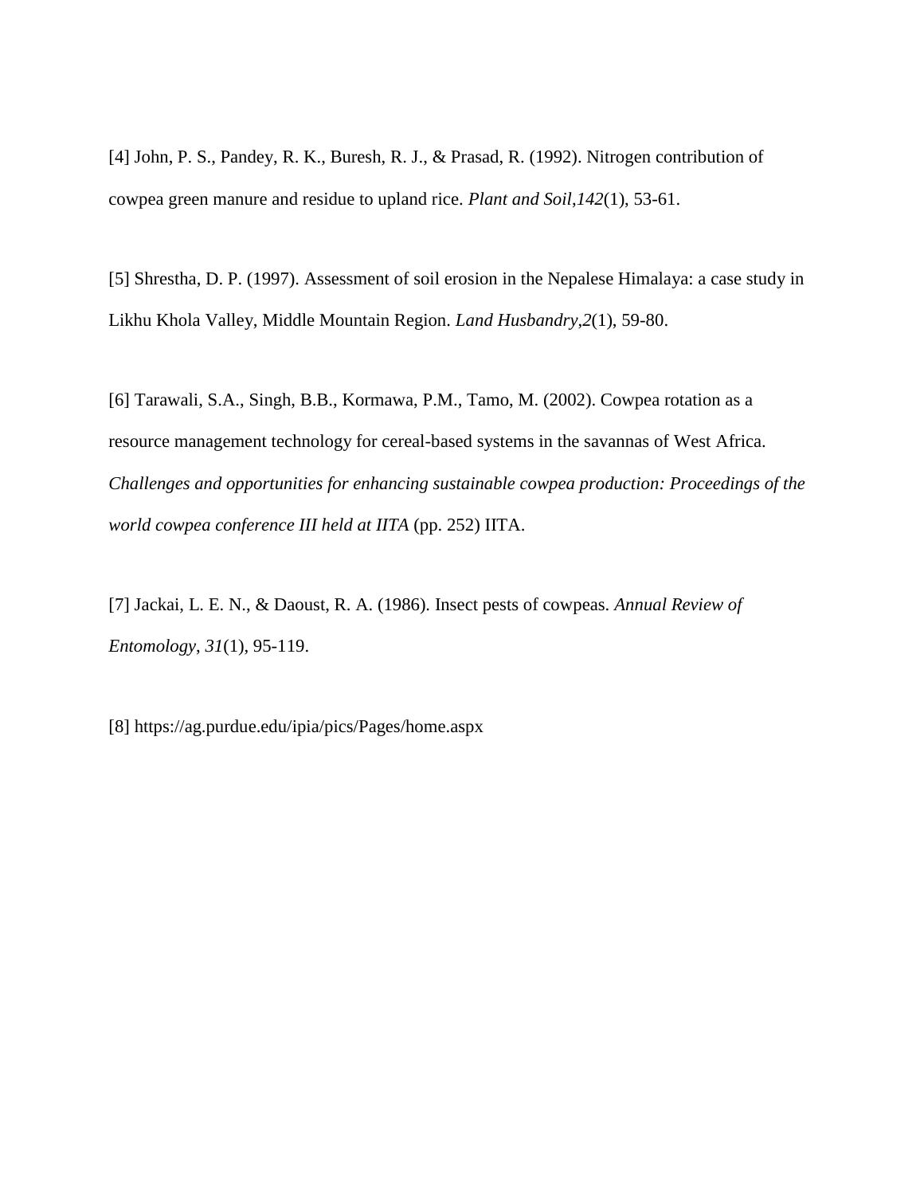[4] John, P. S., Pandey, R. K., Buresh, R. J., & Prasad, R. (1992). Nitrogen contribution of cowpea green manure and residue to upland rice. *Plant and Soil*,*142*(1), 53-61.

[5] Shrestha, D. P. (1997). Assessment of soil erosion in the Nepalese Himalaya: a case study in Likhu Khola Valley, Middle Mountain Region. *Land Husbandry*,*2*(1), 59-80.

[6] Tarawali, S.A., Singh, B.B., Kormawa, P.M., Tamo, M. (2002). Cowpea rotation as a resource management technology for cereal-based systems in the savannas of West Africa. *Challenges and opportunities for enhancing sustainable cowpea production: Proceedings of the world cowpea conference III held at IITA* (pp. 252) IITA.

[7] Jackai, L. E. N., & Daoust, R. A. (1986). Insect pests of cowpeas. *Annual Review of Entomology*, *31*(1), 95-119.

[8] https://ag.purdue.edu/ipia/pics/Pages/home.aspx